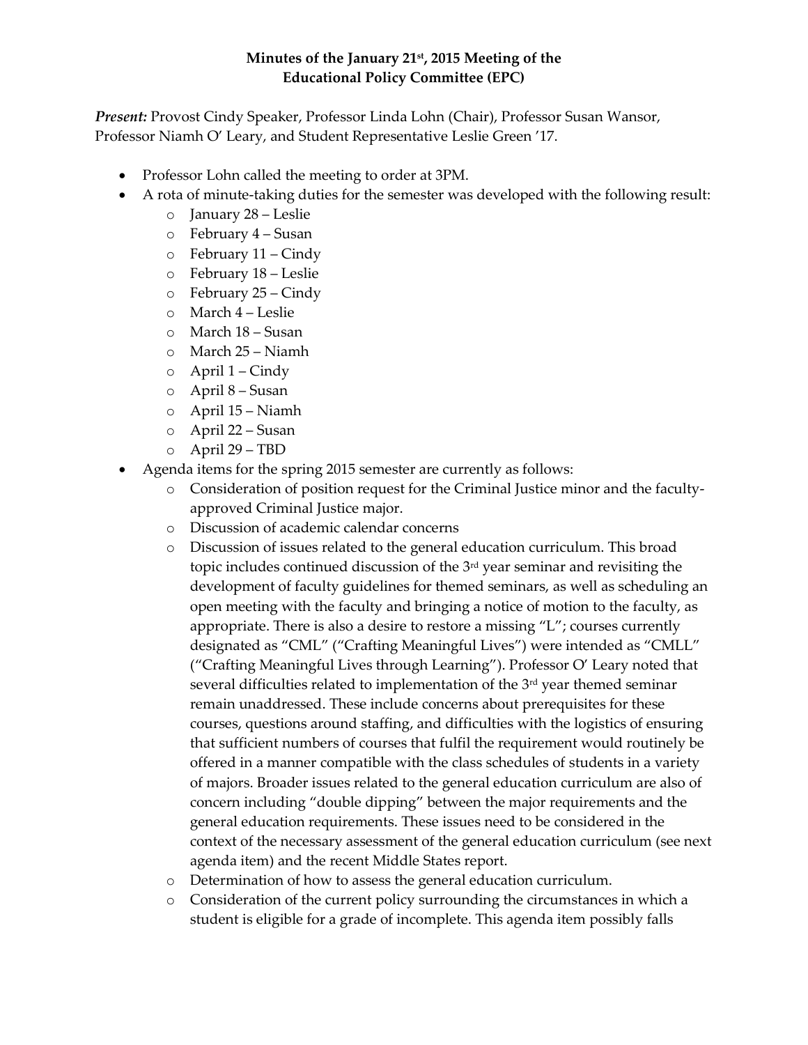**Minutes of the January 21st, 2015 Meeting of the Educational Policy Committee (EPC)**

***Present:*** Provost Cindy Speaker, Professor Linda Lohn (Chair), Professor Susan Wansor, Professor Niamh O' Leary, and Student Representative Leslie Green '17.

- Professor Lohn called the meeting to order at 3PM.
- A rota of minute-taking duties for the semester was developed with the following result:
  - January 28 – Leslie
  - February 4 – Susan
  - February 11 – Cindy
  - February 18 – Leslie
  - February 25 – Cindy
  - March 4 – Leslie
  - March 18 – Susan
  - March 25 – Niamh
  - April 1 – Cindy
  - April 8 – Susan
  - April 15 – Niamh
  - April 22 – Susan
  - April 29 – TBD
- Agenda items for the spring 2015 semester are currently as follows:
  - Consideration of position request for the Criminal Justice minor and the faculty-approved Criminal Justice major.
  - Discussion of academic calendar concerns
  - Discussion of issues related to the general education curriculum. This broad topic includes continued discussion of the 3rd year seminar and revisiting the development of faculty guidelines for themed seminars, as well as scheduling an open meeting with the faculty and bringing a notice of motion to the faculty, as appropriate. There is also a desire to restore a missing "L"; courses currently designated as "CML" ("Crafting Meaningful Lives") were intended as "CMLL" ("Crafting Meaningful Lives through Learning"). Professor O' Leary noted that several difficulties related to implementation of the 3rd year themed seminar remain unaddressed. These include concerns about prerequisites for these courses, questions around staffing, and difficulties with the logistics of ensuring that sufficient numbers of courses that fulfil the requirement would routinely be offered in a manner compatible with the class schedules of students in a variety of majors. Broader issues related to the general education curriculum are also of concern including "double dipping" between the major requirements and the general education requirements. These issues need to be considered in the context of the necessary assessment of the general education curriculum (see next agenda item) and the recent Middle States report.
  - Determination of how to assess the general education curriculum.
  - Consideration of the current policy surrounding the circumstances in which a student is eligible for a grade of incomplete. This agenda item possibly falls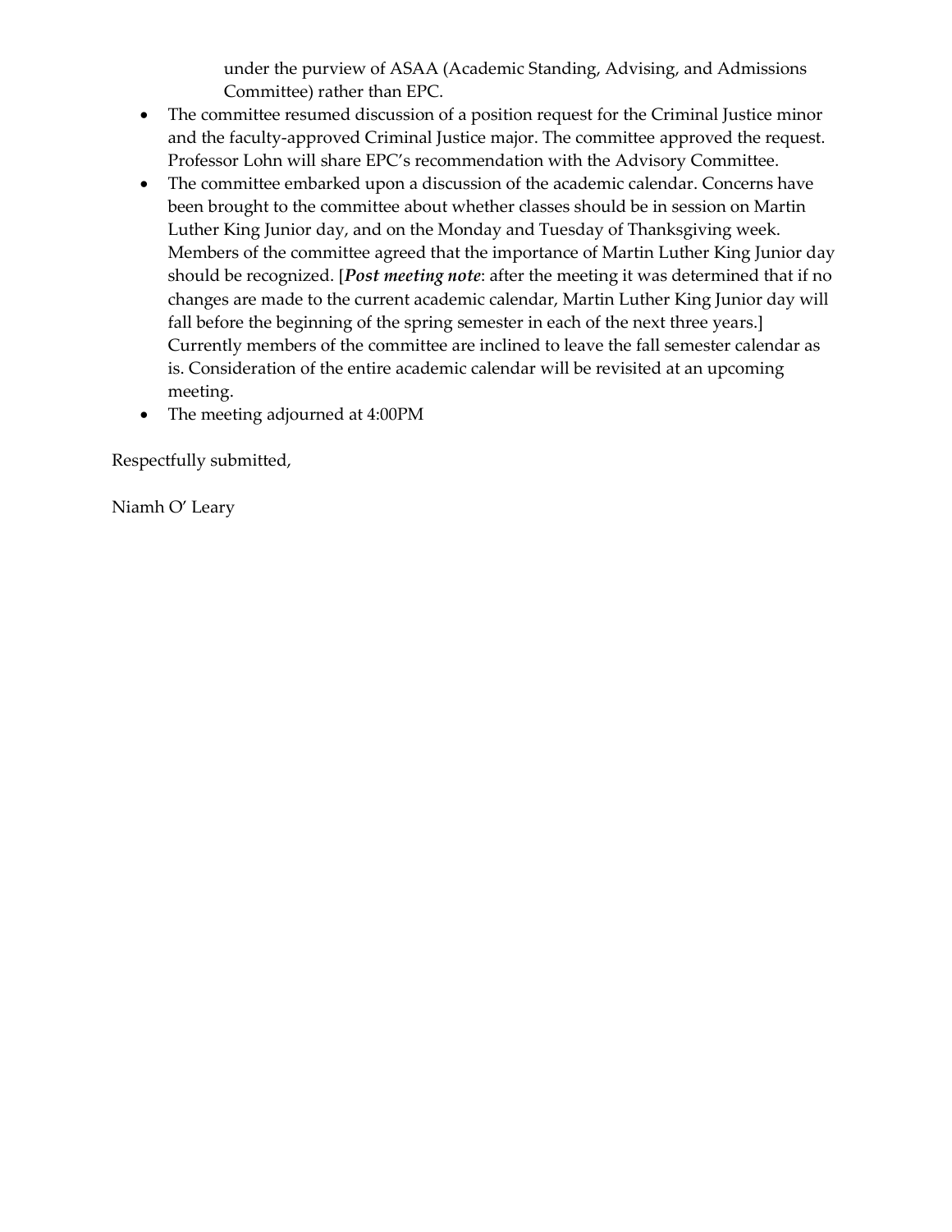under the purview of ASAA (Academic Standing, Advising, and Admissions Committee) rather than EPC.

- The committee resumed discussion of a position request for the Criminal Justice minor and the faculty-approved Criminal Justice major. The committee approved the request. Professor Lohn will share EPC's recommendation with the Advisory Committee.
- The committee embarked upon a discussion of the academic calendar. Concerns have been brought to the committee about whether classes should be in session on Martin Luther King Junior day, and on the Monday and Tuesday of Thanksgiving week. Members of the committee agreed that the importance of Martin Luther King Junior day should be recognized. [***Post meeting note***: after the meeting it was determined that if no changes are made to the current academic calendar, Martin Luther King Junior day will fall before the beginning of the spring semester in each of the next three years.] Currently members of the committee are inclined to leave the fall semester calendar as is. Consideration of the entire academic calendar will be revisited at an upcoming meeting.
- The meeting adjourned at 4:00PM

Respectfully submitted,

Niamh O' Leary